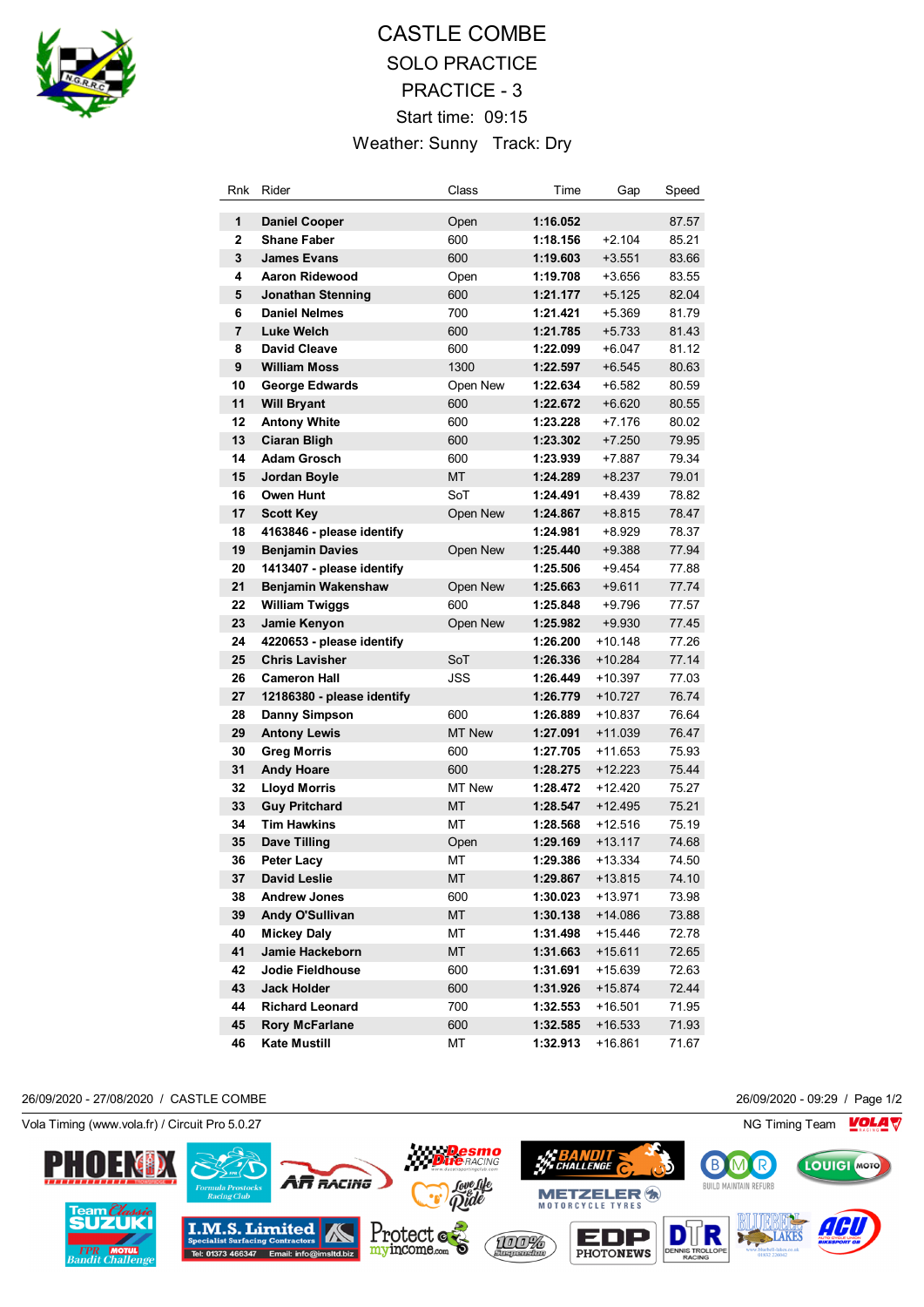# CASTLE COMBE

## SOLO PRACTICE

## PRACTICE - 3

Start time: 09:15

Weather: Sunny Track: Dry

| Rnk | Rider | Class | Time | Gap | Speed |
|---|---|---|---|---|---|
| 1 | **Daniel Cooper** | Open | **1:16.052** | | 87.57 |
| 2 | **Shane Faber** | 600 | **1:18.156** | +2.104 | 85.21 |
| 3 | **James Evans** | 600 | **1:19.603** | +3.551 | 83.66 |
| 4 | **Aaron Ridewood** | Open | **1:19.708** | +3.656 | 83.55 |
| 5 | **Jonathan Stenning** | 600 | **1:21.177** | +5.125 | 82.04 |
| 6 | **Daniel Nelmes** | 700 | **1:21.421** | +5.369 | 81.79 |
| 7 | **Luke Welch** | 600 | **1:21.785** | +5.733 | 81.43 |
| 8 | **David Cleave** | 600 | **1:22.099** | +6.047 | 81.12 |
| 9 | **William Moss** | 1300 | **1:22.597** | +6.545 | 80.63 |
| 10 | **George Edwards** | Open New | **1:22.634** | +6.582 | 80.59 |
| 11 | **Will Bryant** | 600 | **1:22.672** | +6.620 | 80.55 |
| 12 | **Antony White** | 600 | **1:23.228** | +7.176 | 80.02 |
| 13 | **Ciaran Bligh** | 600 | **1:23.302** | +7.250 | 79.95 |
| 14 | **Adam Grosch** | 600 | **1:23.939** | +7.887 | 79.34 |
| 15 | **Jordan Boyle** | MT | **1:24.289** | +8.237 | 79.01 |
| 16 | **Owen Hunt** | SoT | **1:24.491** | +8.439 | 78.82 |
| 17 | **Scott Key** | Open New | **1:24.867** | +8.815 | 78.47 |
| 18 | **4163846 - please identify** | | **1:24.981** | +8.929 | 78.37 |
| 19 | **Benjamin Davies** | Open New | **1:25.440** | +9.388 | 77.94 |
| 20 | **1413407 - please identify** | | **1:25.506** | +9.454 | 77.88 |
| 21 | **Benjamin Wakenshaw** | Open New | **1:25.663** | +9.611 | 77.74 |
| 22 | **William Twiggs** | 600 | **1:25.848** | +9.796 | 77.57 |
| 23 | **Jamie Kenyon** | Open New | **1:25.982** | +9.930 | 77.45 |
| 24 | **4220653 - please identify** | | **1:26.200** | +10.148 | 77.26 |
| 25 | **Chris Lavisher** | SoT | **1:26.336** | +10.284 | 77.14 |
| 26 | **Cameron Hall** | JSS | **1:26.449** | +10.397 | 77.03 |
| 27 | **12186380 - please identify** | | **1:26.779** | +10.727 | 76.74 |
| 28 | **Danny Simpson** | 600 | **1:26.889** | +10.837 | 76.64 |
| 29 | **Antony Lewis** | MT New | **1:27.091** | +11.039 | 76.47 |
| 30 | **Greg Morris** | 600 | **1:27.705** | +11.653 | 75.93 |
| 31 | **Andy Hoare** | 600 | **1:28.275** | +12.223 | 75.44 |
| 32 | **Lloyd Morris** | MT New | **1:28.472** | +12.420 | 75.27 |
| 33 | **Guy Pritchard** | MT | **1:28.547** | +12.495 | 75.21 |
| 34 | **Tim Hawkins** | MT | **1:28.568** | +12.516 | 75.19 |
| 35 | **Dave Tilling** | Open | **1:29.169** | +13.117 | 74.68 |
| 36 | **Peter Lacy** | MT | **1:29.386** | +13.334 | 74.50 |
| 37 | **David Leslie** | MT | **1:29.867** | +13.815 | 74.10 |
| 38 | **Andrew Jones** | 600 | **1:30.023** | +13.971 | 73.98 |
| 39 | **Andy O'Sullivan** | MT | **1:30.138** | +14.086 | 73.88 |
| 40 | **Mickey Daly** | MT | **1:31.498** | +15.446 | 72.78 |
| 41 | **Jamie Hackeborn** | MT | **1:31.663** | +15.611 | 72.65 |
| 42 | **Jodie Fieldhouse** | 600 | **1:31.691** | +15.639 | 72.63 |
| 43 | **Jack Holder** | 600 | **1:31.926** | +15.874 | 72.44 |
| 44 | **Richard Leonard** | 700 | **1:32.553** | +16.501 | 71.95 |
| 45 | **Rory McFarlane** | 600 | **1:32.585** | +16.533 | 71.93 |
| 46 | **Kate Mustill** | MT | **1:32.913** | +16.861 | 71.67 |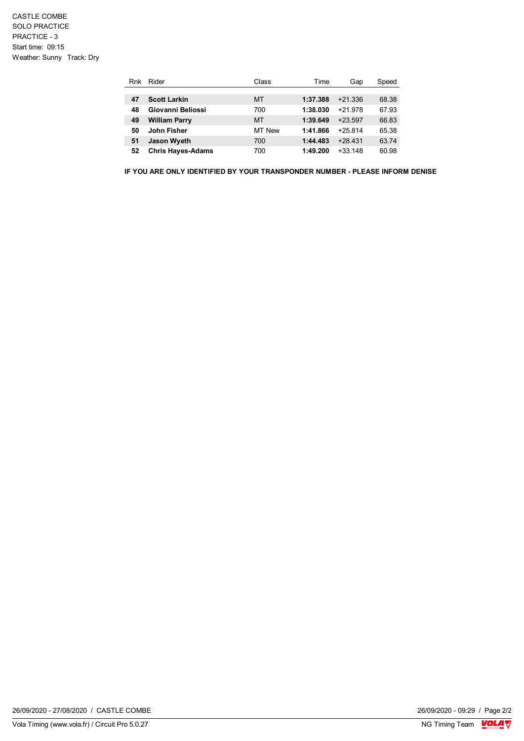CASTLE COMBE
SOLO PRACTICE
PRACTICE - 3
Start time: 09:15
Weather: Sunny   Track: Dry

| Rnk | Rider | Class | Time | Gap | Speed |
|---|---|---|---|---|---|
| **47** | **Scott Larkin** | MT | **1:37.388** | +21.336 | 68.38 |
| **48** | **Giovanni Beliossi** | 700 | **1:38.030** | +21.978 | 67.93 |
| **49** | **William Parry** | MT | **1:39.649** | +23.597 | 66.83 |
| **50** | **John Fisher** | MT New | **1:41.866** | +25.814 | 65.38 |
| **51** | **Jason Wyeth** | 700 | **1:44.483** | +28.431 | 63.74 |
| **52** | **Chris Hayes-Adams** | 700 | **1:49.200** | +33.148 | 60.98 |

**IF YOU ARE ONLY IDENTIFIED BY YOUR TRANSPONDER NUMBER - PLEASE INFORM DENISE**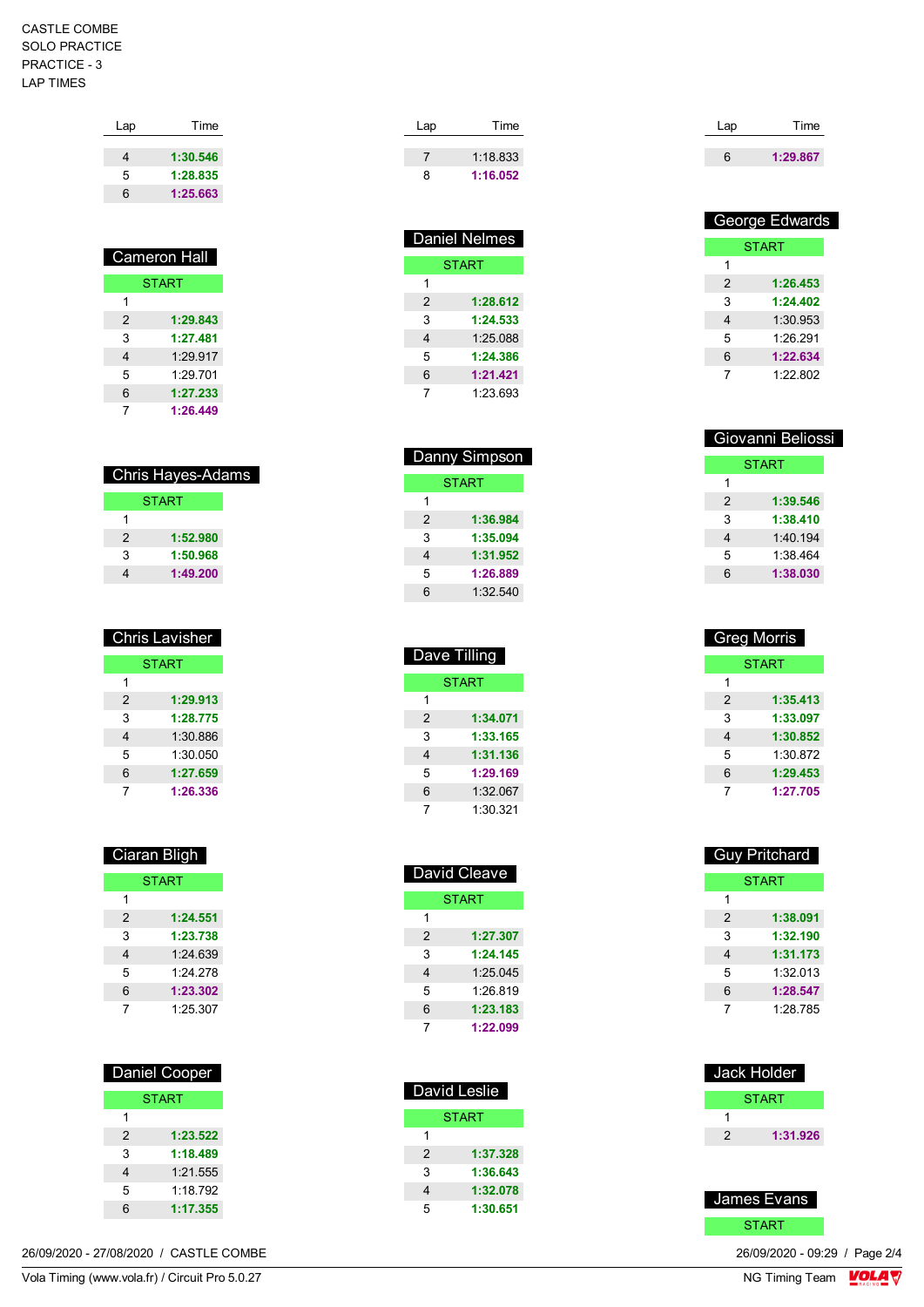CASTLE COMBE
SOLO PRACTICE
PRACTICE - 3
LAP TIMES

| Lap | Time |
|---|---|
| 4 | **1:30.546** |
| 5 | **1:28.835** |
| 6 | **1:25.663** |

### Cameron Hall

| Lap | Time |
|---|---|
| START | |
| 1 | |
| 2 | **1:29.843** |
| 3 | **1:27.481** |
| 4 | 1:29.917 |
| 5 | 1:29.701 |
| 6 | **1:27.233** |
| 7 | **1:26.449** |

### Chris Hayes-Adams

| Lap | Time |
|---|---|
| START | |
| 1 | |
| 2 | **1:52.980** |
| 3 | **1:50.968** |
| 4 | **1:49.200** |

### Chris Lavisher

| Lap | Time |
|---|---|
| START | |
| 1 | |
| 2 | **1:29.913** |
| 3 | **1:28.775** |
| 4 | 1:30.886 |
| 5 | 1:30.050 |
| 6 | **1:27.659** |
| 7 | **1:26.336** |

### Ciaran Bligh

| Lap | Time |
|---|---|
| START | |
| 1 | |
| 2 | **1:24.551** |
| 3 | **1:23.738** |
| 4 | 1:24.639 |
| 5 | 1:24.278 |
| 6 | **1:23.302** |
| 7 | 1:25.307 |

### Daniel Cooper

| Lap | Time |
|---|---|
| START | |
| 1 | |
| 2 | **1:23.522** |
| 3 | **1:18.489** |
| 4 | 1:21.555 |
| 5 | 1:18.792 |
| 6 | **1:17.355** |

| Lap | Time |
|---|---|
| 7 | 1:18.833 |
| 8 | **1:16.052** |

### Daniel Nelmes

| Lap | Time |
|---|---|
| START | |
| 1 | |
| 2 | **1:28.612** |
| 3 | **1:24.533** |
| 4 | 1:25.088 |
| 5 | **1:24.386** |
| 6 | **1:21.421** |
| 7 | 1:23.693 |

### Danny Simpson

| Lap | Time |
|---|---|
| START | |
| 1 | |
| 2 | **1:36.984** |
| 3 | **1:35.094** |
| 4 | **1:31.952** |
| 5 | **1:26.889** |
| 6 | 1:32.540 |

### Dave Tilling

| Lap | Time |
|---|---|
| START | |
| 1 | |
| 2 | **1:34.071** |
| 3 | **1:33.165** |
| 4 | **1:31.136** |
| 5 | **1:29.169** |
| 6 | 1:32.067 |
| 7 | 1:30.321 |

### David Cleave

| Lap | Time |
|---|---|
| START | |
| 1 | |
| 2 | **1:27.307** |
| 3 | **1:24.145** |
| 4 | 1:25.045 |
| 5 | 1:26.819 |
| 6 | **1:23.183** |
| 7 | **1:22.099** |

### David Leslie

| Lap | Time |
|---|---|
| START | |
| 1 | |
| 2 | **1:37.328** |
| 3 | **1:36.643** |
| 4 | **1:32.078** |
| 5 | **1:30.651** |

| Lap | Time |
|---|---|
| 6 | **1:29.867** |

### George Edwards

| Lap | Time |
|---|---|
| START | |
| 1 | |
| 2 | **1:26.453** |
| 3 | **1:24.402** |
| 4 | 1:30.953 |
| 5 | 1:26.291 |
| 6 | **1:22.634** |
| 7 | 1:22.802 |

### Giovanni Beliossi

| Lap | Time |
|---|---|
| START | |
| 1 | |
| 2 | **1:39.546** |
| 3 | **1:38.410** |
| 4 | 1:40.194 |
| 5 | 1:38.464 |
| 6 | **1:38.030** |

### Greg Morris

| Lap | Time |
|---|---|
| START | |
| 1 | |
| 2 | **1:35.413** |
| 3 | **1:33.097** |
| 4 | **1:30.852** |
| 5 | 1:30.872 |
| 6 | **1:29.453** |
| 7 | **1:27.705** |

### Guy Pritchard

| Lap | Time |
|---|---|
| START | |
| 1 | |
| 2 | **1:38.091** |
| 3 | **1:32.190** |
| 4 | **1:31.173** |
| 5 | 1:32.013 |
| 6 | **1:28.547** |
| 7 | 1:28.785 |

### Jack Holder

| Lap | Time |
|---|---|
| START | |
| 1 | |
| 2 | **1:31.926** |

### James Evans

| Lap | Time |
|---|---|
| START | |

26/09/2020 - 27/08/2020 / CASTLE COMBE
Vola Timing (www.vola.fr) / Circuit Pro 5.0.27
26/09/2020 - 09:29
NG Timing Team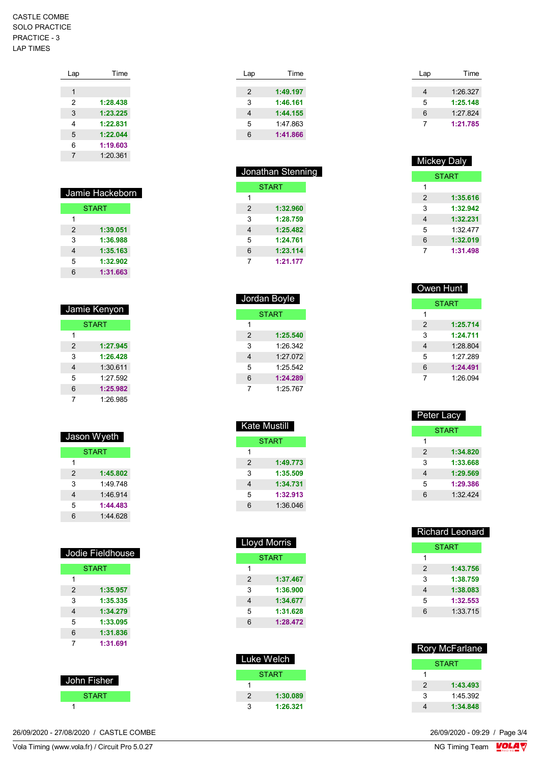CASTLE COMBE
SOLO PRACTICE
PRACTICE - 3
LAP TIMES

| Lap | Time |
|---|---|
| 1 | |
| 2 | **1:28.438** |
| 3 | **1:23.225** |
| 4 | **1:22.831** |
| 5 | **1:22.044** |
| 6 | **1:19.603** |
| 7 | 1:20.361 |

### Jamie Hackeborn

| Lap | Time |
|---|---|
| START | |
| 1 | |
| 2 | **1:39.051** |
| 3 | **1:36.988** |
| 4 | **1:35.163** |
| 5 | **1:32.902** |
| 6 | **1:31.663** |

### Jamie Kenyon

| Lap | Time |
|---|---|
| START | |
| 1 | |
| 2 | **1:27.945** |
| 3 | **1:26.428** |
| 4 | 1:30.611 |
| 5 | 1:27.592 |
| 6 | **1:25.982** |
| 7 | 1:26.985 |

### Jason Wyeth

| Lap | Time |
|---|---|
| START | |
| 1 | |
| 2 | **1:45.802** |
| 3 | 1:49.748 |
| 4 | 1:46.914 |
| 5 | **1:44.483** |
| 6 | 1:44.628 |

### Jodie Fieldhouse

| Lap | Time |
|---|---|
| START | |
| 1 | |
| 2 | **1:35.957** |
| 3 | **1:35.335** |
| 4 | **1:34.279** |
| 5 | **1:33.095** |
| 6 | **1:31.836** |
| 7 | **1:31.691** |

### John Fisher

| Lap | Time |
|---|---|
| START | |
| 1 | |

| Lap | Time |
|---|---|
| 2 | **1:49.197** |
| 3 | **1:46.161** |
| 4 | **1:44.155** |
| 5 | 1:47.863 |
| 6 | **1:41.866** |

### Jonathan Stenning

| Lap | Time |
|---|---|
| START | |
| 1 | |
| 2 | **1:32.960** |
| 3 | **1:28.759** |
| 4 | **1:25.482** |
| 5 | **1:24.761** |
| 6 | **1:23.114** |
| 7 | **1:21.177** |

### Jordan Boyle

| Lap | Time |
|---|---|
| START | |
| 1 | |
| 2 | **1:25.540** |
| 3 | 1:26.342 |
| 4 | 1:27.072 |
| 5 | 1:25.542 |
| 6 | **1:24.289** |
| 7 | 1:25.767 |

### Kate Mustill

| Lap | Time |
|---|---|
| START | |
| 1 | |
| 2 | **1:49.773** |
| 3 | **1:35.509** |
| 4 | **1:34.731** |
| 5 | **1:32.913** |
| 6 | 1:36.046 |

### Lloyd Morris

| Lap | Time |
|---|---|
| START | |
| 1 | |
| 2 | **1:37.467** |
| 3 | **1:36.900** |
| 4 | **1:34.677** |
| 5 | **1:31.628** |
| 6 | **1:28.472** |

### Luke Welch

| Lap | Time |
|---|---|
| START | |
| 1 | |
| 2 | **1:30.089** |
| 3 | **1:26.321** |

| Lap | Time |
|---|---|
| 4 | 1:26.327 |
| 5 | **1:25.148** |
| 6 | 1:27.824 |
| 7 | **1:21.785** |

### Mickey Daly

| Lap | Time |
|---|---|
| START | |
| 1 | |
| 2 | **1:35.616** |
| 3 | **1:32.942** |
| 4 | **1:32.231** |
| 5 | 1:32.477 |
| 6 | **1:32.019** |
| 7 | **1:31.498** |

### Owen Hunt

| Lap | Time |
|---|---|
| START | |
| 1 | |
| 2 | **1:25.714** |
| 3 | **1:24.711** |
| 4 | 1:28.804 |
| 5 | 1:27.289 |
| 6 | **1:24.491** |
| 7 | 1:26.094 |

### Peter Lacy

| Lap | Time |
|---|---|
| START | |
| 1 | |
| 2 | **1:34.820** |
| 3 | **1:33.668** |
| 4 | **1:29.569** |
| 5 | **1:29.386** |
| 6 | 1:32.424 |

### Richard Leonard

| Lap | Time |
|---|---|
| START | |
| 1 | |
| 2 | **1:43.756** |
| 3 | **1:38.759** |
| 4 | **1:38.083** |
| 5 | **1:32.553** |
| 6 | 1:33.715 |

### Rory McFarlane

| Lap | Time |
|---|---|
| START | |
| 1 | |
| 2 | **1:43.493** |
| 3 | 1:45.392 |
| 4 | **1:34.848** |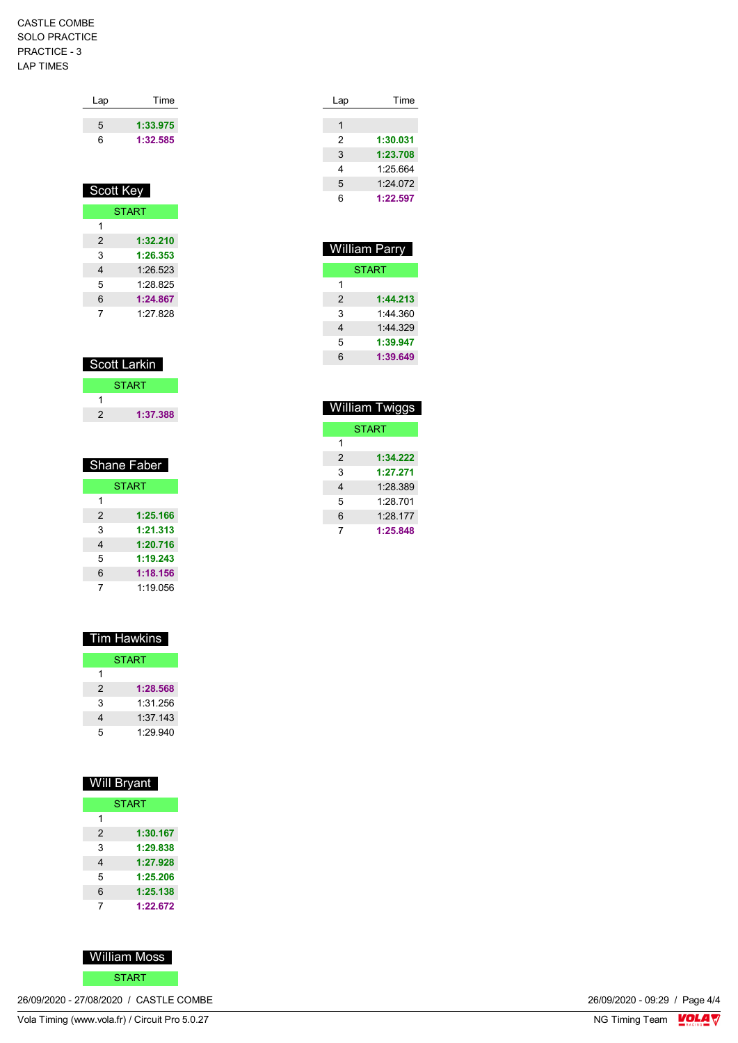CASTLE COMBE
SOLO PRACTICE
PRACTICE - 3
LAP TIMES

| Lap | Time |
| --- | --- |
| 5 | **1:33.975** |
| 6 | **1:32.585** |

## Scott Key

| Lap | Time |
| --- | --- |
| START | |
| 1 | |
| 2 | **1:32.210** |
| 3 | **1:26.353** |
| 4 | 1:26.523 |
| 5 | 1:28.825 |
| 6 | **1:24.867** |
| 7 | 1:27.828 |

## Scott Larkin

| Lap | Time |
| --- | --- |
| START | |
| 1 | |
| 2 | **1:37.388** |

## Shane Faber

| Lap | Time |
| --- | --- |
| START | |
| 1 | |
| 2 | **1:25.166** |
| 3 | **1:21.313** |
| 4 | **1:20.716** |
| 5 | **1:19.243** |
| 6 | **1:18.156** |
| 7 | 1:19.056 |

## Tim Hawkins

| Lap | Time |
| --- | --- |
| START | |
| 1 | |
| 2 | **1:28.568** |
| 3 | 1:31.256 |
| 4 | 1:37.143 |
| 5 | 1:29.940 |

## Will Bryant

| Lap | Time |
| --- | --- |
| START | |
| 1 | |
| 2 | **1:30.167** |
| 3 | **1:29.838** |
| 4 | **1:27.928** |
| 5 | **1:25.206** |
| 6 | **1:25.138** |
| 7 | **1:22.672** |

## William Moss

| Lap | Time |
| --- | --- |
| START | |
| 1 | |
| 2 | **1:30.031** |
| 3 | **1:23.708** |
| 4 | 1:25.664 |
| 5 | 1:24.072 |
| 6 | **1:22.597** |

## William Parry

| Lap | Time |
| --- | --- |
| START | |
| 1 | |
| 2 | **1:44.213** |
| 3 | 1:44.360 |
| 4 | 1:44.329 |
| 5 | **1:39.947** |
| 6 | **1:39.649** |

## William Twiggs

| Lap | Time |
| --- | --- |
| START | |
| 1 | |
| 2 | **1:34.222** |
| 3 | **1:27.271** |
| 4 | 1:28.389 |
| 5 | 1:28.701 |
| 6 | 1:28.177 |
| 7 | **1:25.848** |

26/09/2020 - 27/08/2020 / CASTLE COMBE

Vola Timing (www.vola.fr) / Circuit Pro 5.0.27

26/09/2020 - 09:29

NG Timing Team